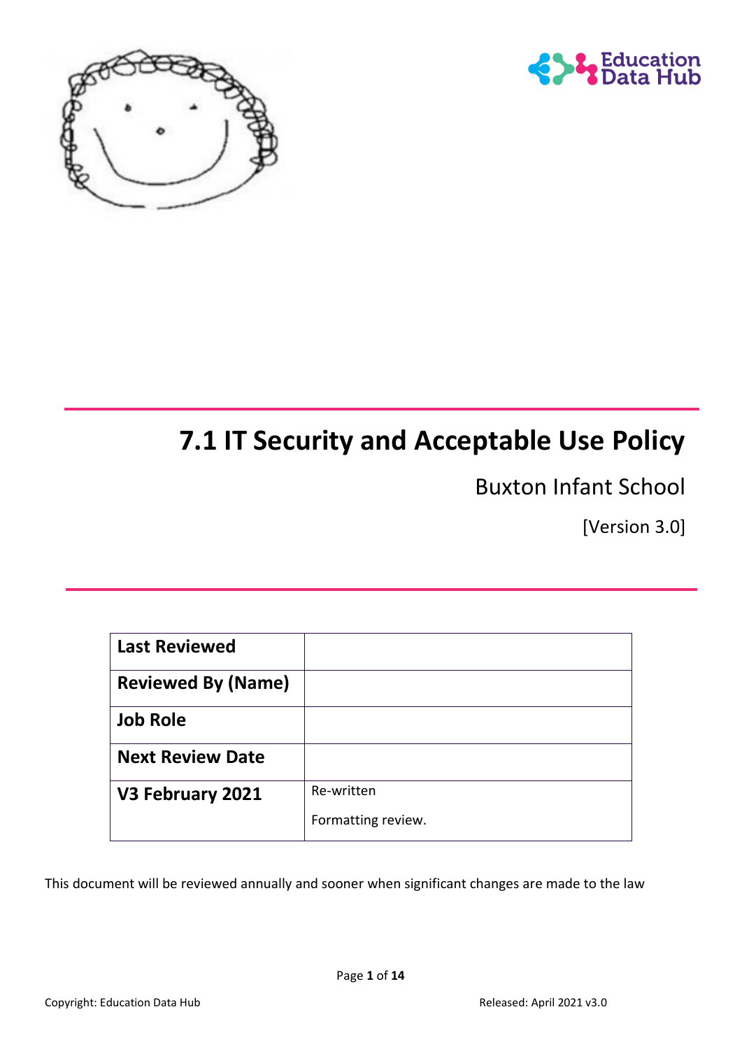# 7.1 IT Security and Acceptable Use Policy

Buxton Infant School

[Version 3.0]

| Last Reviewed | |
|---|---|
| Reviewed By (Name) | |
| Job Role | |
| Next Review Date | |
| V3 February 2021 | Re-written<br><br>Formatting review. |

This document will be reviewed annually and sooner when significant changes are made to the law

Copyright: Education Data Hub

Released: April 2021 v3.0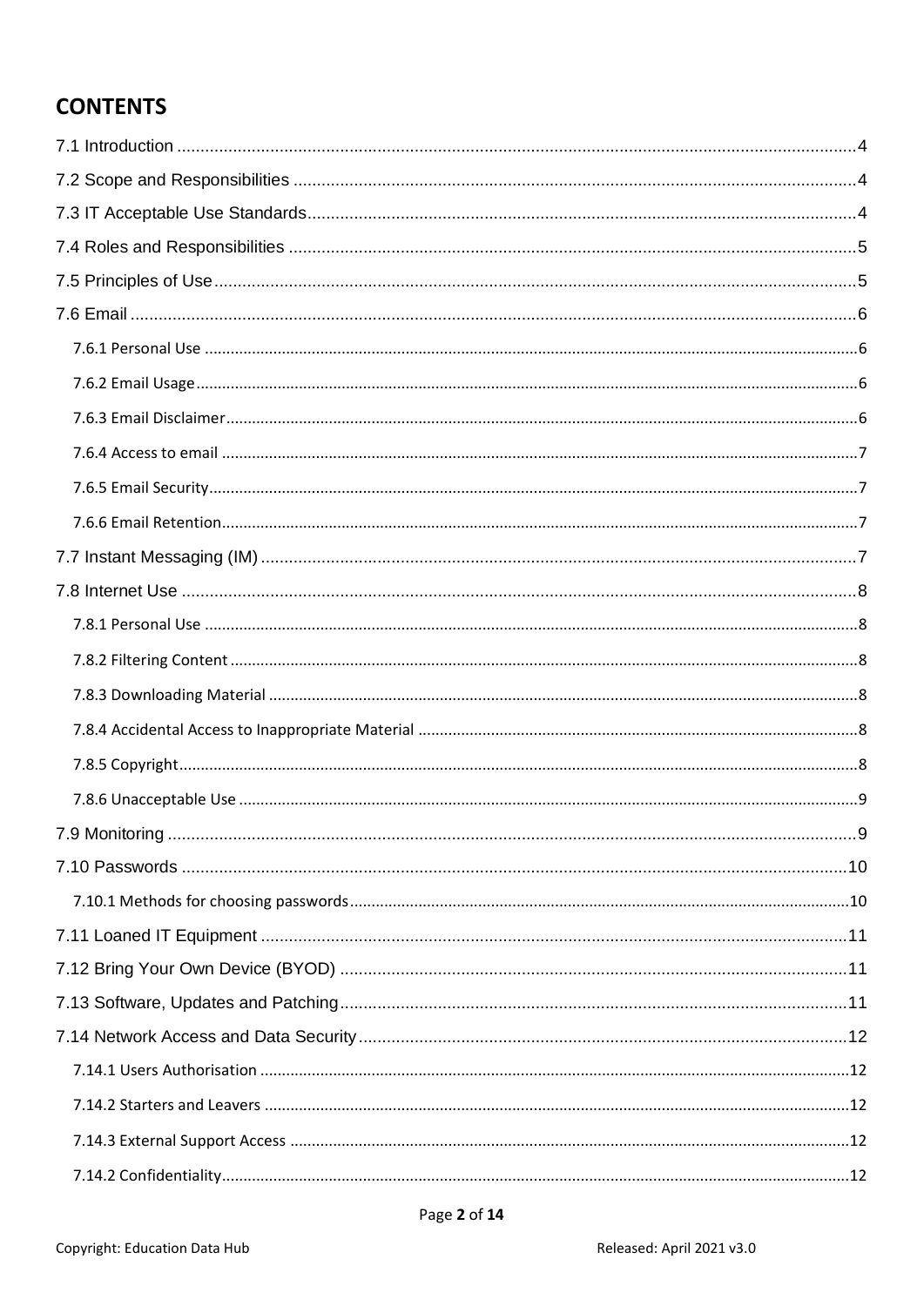## CONTENTS

7.1 Introduction ....... 4

7.2 Scope and Responsibilities ....... 4

7.3 IT Acceptable Use Standards ....... 4

7.4 Roles and Responsibilities ....... 5

7.5 Principles of Use ....... 5

7.6 Email ....... 6

- 7.6.1 Personal Use ....... 6
- 7.6.2 Email Usage ....... 6
- 7.6.3 Email Disclaimer ....... 6
- 7.6.4 Access to email ....... 7
- 7.6.5 Email Security ....... 7
- 7.6.6 Email Retention ....... 7

7.7 Instant Messaging (IM) ....... 7

7.8 Internet Use ....... 8

- 7.8.1 Personal Use ....... 8
- 7.8.2 Filtering Content ....... 8
- 7.8.3 Downloading Material ....... 8
- 7.8.4 Accidental Access to Inappropriate Material ....... 8
- 7.8.5 Copyright ....... 8
- 7.8.6 Unacceptable Use ....... 9

7.9 Monitoring ....... 9

7.10 Passwords ....... 10

- 7.10.1 Methods for choosing passwords ....... 10

7.11 Loaned IT Equipment ....... 11

7.12 Bring Your Own Device (BYOD) ....... 11

7.13 Software, Updates and Patching ....... 11

7.14 Network Access and Data Security ....... 12

- 7.14.1 Users Authorisation ....... 12
- 7.14.2 Starters and Leavers ....... 12
- 7.14.3 External Support Access ....... 12
- 7.14.2 Confidentiality ....... 12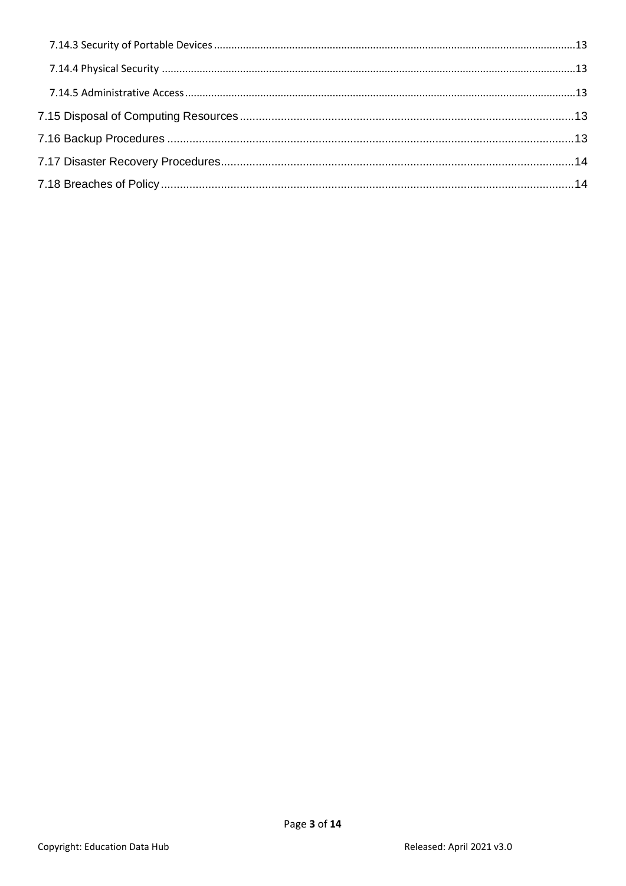7.14.3 Security of Portable Devices ........................................ 13

7.14.4 Physical Security ........................................ 13

7.14.5 Administrative Access ........................................ 13

7.15 Disposal of Computing Resources ........................................ 13

7.16 Backup Procedures ........................................ 13

7.17 Disaster Recovery Procedures ........................................ 14

7.18 Breaches of Policy ........................................ 14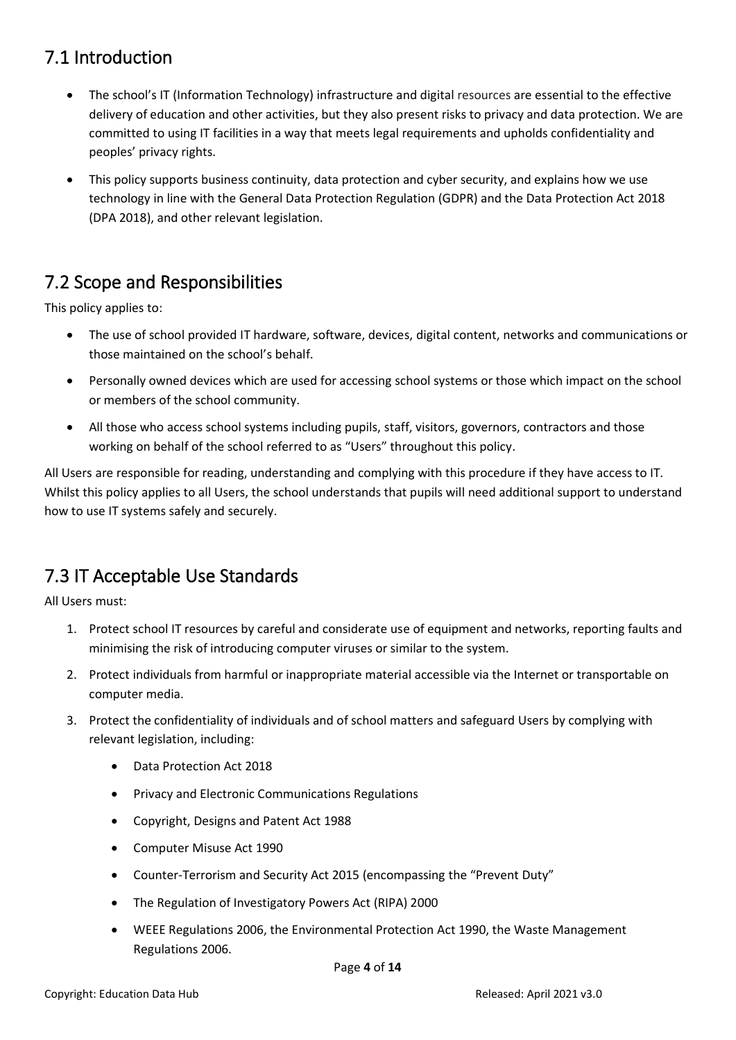## 7.1 Introduction

- The school's IT (Information Technology) infrastructure and digital resources are essential to the effective delivery of education and other activities, but they also present risks to privacy and data protection. We are committed to using IT facilities in a way that meets legal requirements and upholds confidentiality and peoples' privacy rights.
- This policy supports business continuity, data protection and cyber security, and explains how we use technology in line with the General Data Protection Regulation (GDPR) and the Data Protection Act 2018 (DPA 2018), and other relevant legislation.

## 7.2 Scope and Responsibilities

This policy applies to:

- The use of school provided IT hardware, software, devices, digital content, networks and communications or those maintained on the school's behalf.
- Personally owned devices which are used for accessing school systems or those which impact on the school or members of the school community.
- All those who access school systems including pupils, staff, visitors, governors, contractors and those working on behalf of the school referred to as "Users" throughout this policy.

All Users are responsible for reading, understanding and complying with this procedure if they have access to IT. Whilst this policy applies to all Users, the school understands that pupils will need additional support to understand how to use IT systems safely and securely.

## 7.3 IT Acceptable Use Standards

All Users must:

1. Protect school IT resources by careful and considerate use of equipment and networks, reporting faults and minimising the risk of introducing computer viruses or similar to the system.
2. Protect individuals from harmful or inappropriate material accessible via the Internet or transportable on computer media.
3. Protect the confidentiality of individuals and of school matters and safeguard Users by complying with relevant legislation, including:
    - Data Protection Act 2018
    - Privacy and Electronic Communications Regulations
    - Copyright, Designs and Patent Act 1988
    - Computer Misuse Act 1990
    - Counter-Terrorism and Security Act 2015 (encompassing the "Prevent Duty"
    - The Regulation of Investigatory Powers Act (RIPA) 2000
    - WEEE Regulations 2006, the Environmental Protection Act 1990, the Waste Management Regulations 2006.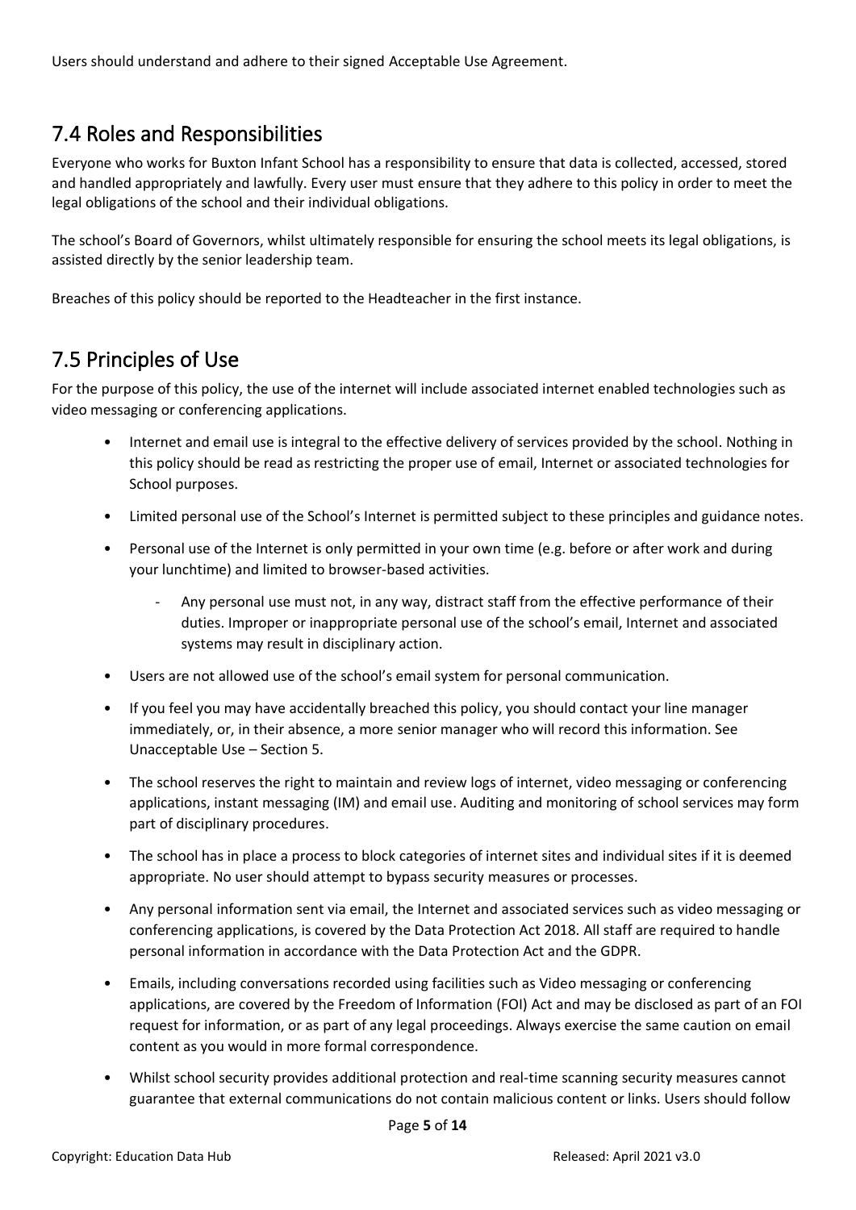Users should understand and adhere to their signed Acceptable Use Agreement.

## 7.4 Roles and Responsibilities

Everyone who works for Buxton Infant School has a responsibility to ensure that data is collected, accessed, stored and handled appropriately and lawfully. Every user must ensure that they adhere to this policy in order to meet the legal obligations of the school and their individual obligations.

The school's Board of Governors, whilst ultimately responsible for ensuring the school meets its legal obligations, is assisted directly by the senior leadership team.

Breaches of this policy should be reported to the Headteacher in the first instance.

## 7.5 Principles of Use

For the purpose of this policy, the use of the internet will include associated internet enabled technologies such as video messaging or conferencing applications.

- Internet and email use is integral to the effective delivery of services provided by the school. Nothing in this policy should be read as restricting the proper use of email, Internet or associated technologies for School purposes.
- Limited personal use of the School's Internet is permitted subject to these principles and guidance notes.
- Personal use of the Internet is only permitted in your own time (e.g. before or after work and during your lunchtime) and limited to browser-based activities.
  - Any personal use must not, in any way, distract staff from the effective performance of their duties. Improper or inappropriate personal use of the school's email, Internet and associated systems may result in disciplinary action.
- Users are not allowed use of the school's email system for personal communication.
- If you feel you may have accidentally breached this policy, you should contact your line manager immediately, or, in their absence, a more senior manager who will record this information. See Unacceptable Use – Section 5.
- The school reserves the right to maintain and review logs of internet, video messaging or conferencing applications, instant messaging (IM) and email use. Auditing and monitoring of school services may form part of disciplinary procedures.
- The school has in place a process to block categories of internet sites and individual sites if it is deemed appropriate. No user should attempt to bypass security measures or processes.
- Any personal information sent via email, the Internet and associated services such as video messaging or conferencing applications, is covered by the Data Protection Act 2018. All staff are required to handle personal information in accordance with the Data Protection Act and the GDPR.
- Emails, including conversations recorded using facilities such as Video messaging or conferencing applications, are covered by the Freedom of Information (FOI) Act and may be disclosed as part of an FOI request for information, or as part of any legal proceedings. Always exercise the same caution on email content as you would in more formal correspondence.
- Whilst school security provides additional protection and real-time scanning security measures cannot guarantee that external communications do not contain malicious content or links. Users should follow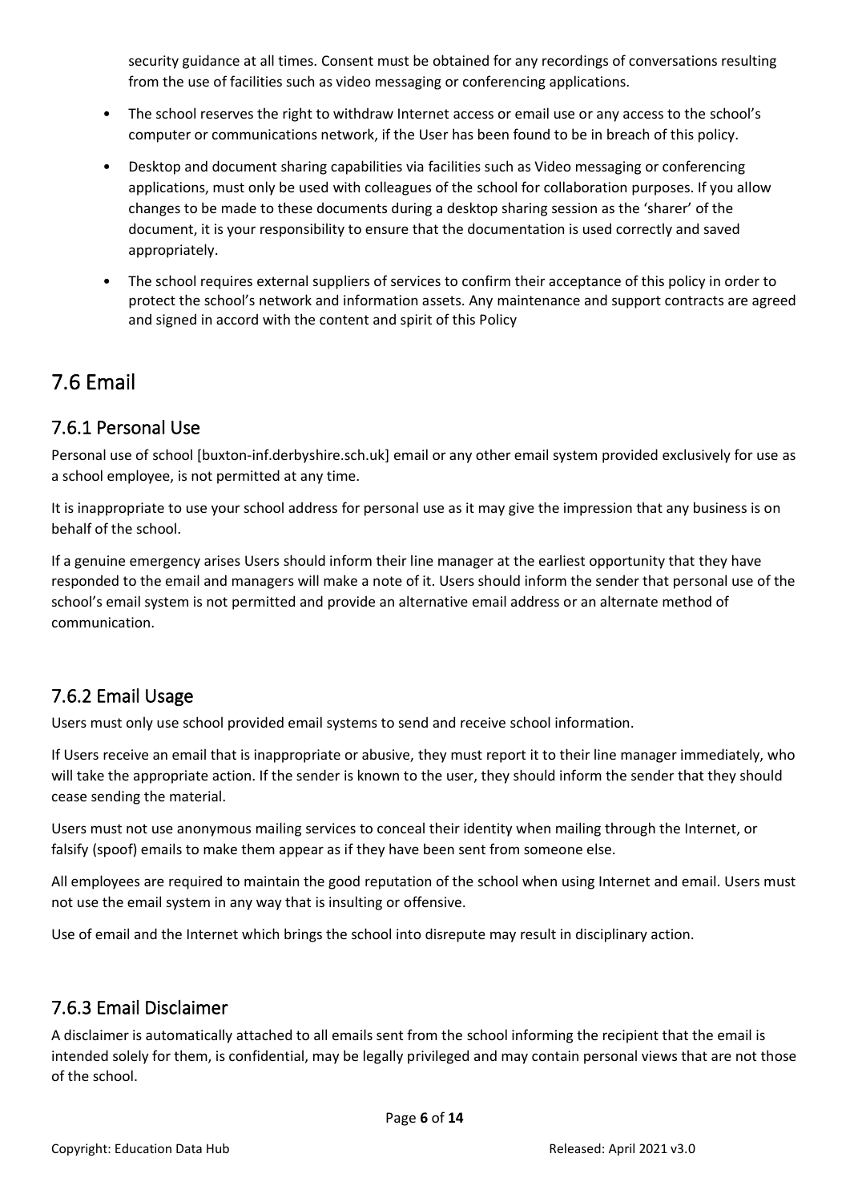security guidance at all times. Consent must be obtained for any recordings of conversations resulting from the use of facilities such as video messaging or conferencing applications.

- The school reserves the right to withdraw Internet access or email use or any access to the school's computer or communications network, if the User has been found to be in breach of this policy.
- Desktop and document sharing capabilities via facilities such as Video messaging or conferencing applications, must only be used with colleagues of the school for collaboration purposes. If you allow changes to be made to these documents during a desktop sharing session as the 'sharer' of the document, it is your responsibility to ensure that the documentation is used correctly and saved appropriately.
- The school requires external suppliers of services to confirm their acceptance of this policy in order to protect the school's network and information assets. Any maintenance and support contracts are agreed and signed in accord with the content and spirit of this Policy

## 7.6 Email

### 7.6.1 Personal Use

Personal use of school [buxton-inf.derbyshire.sch.uk] email or any other email system provided exclusively for use as a school employee, is not permitted at any time.

It is inappropriate to use your school address for personal use as it may give the impression that any business is on behalf of the school.

If a genuine emergency arises Users should inform their line manager at the earliest opportunity that they have responded to the email and managers will make a note of it. Users should inform the sender that personal use of the school's email system is not permitted and provide an alternative email address or an alternate method of communication.

### 7.6.2 Email Usage

Users must only use school provided email systems to send and receive school information.

If Users receive an email that is inappropriate or abusive, they must report it to their line manager immediately, who will take the appropriate action. If the sender is known to the user, they should inform the sender that they should cease sending the material.

Users must not use anonymous mailing services to conceal their identity when mailing through the Internet, or falsify (spoof) emails to make them appear as if they have been sent from someone else.

All employees are required to maintain the good reputation of the school when using Internet and email. Users must not use the email system in any way that is insulting or offensive.

Use of email and the Internet which brings the school into disrepute may result in disciplinary action.

### 7.6.3 Email Disclaimer

A disclaimer is automatically attached to all emails sent from the school informing the recipient that the email is intended solely for them, is confidential, may be legally privileged and may contain personal views that are not those of the school.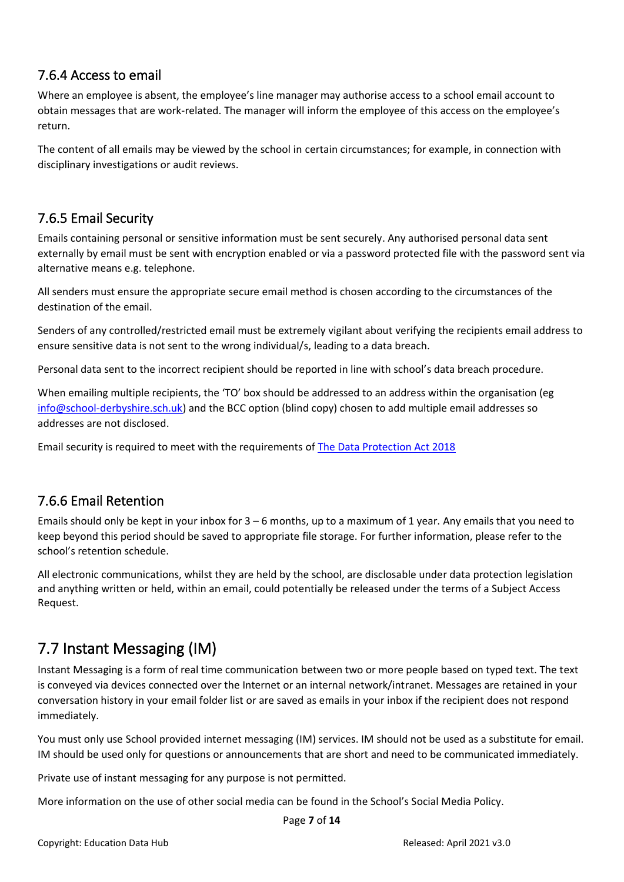### 7.6.4 Access to email

Where an employee is absent, the employee's line manager may authorise access to a school email account to obtain messages that are work-related. The manager will inform the employee of this access on the employee's return.

The content of all emails may be viewed by the school in certain circumstances; for example, in connection with disciplinary investigations or audit reviews.

### 7.6.5 Email Security

Emails containing personal or sensitive information must be sent securely. Any authorised personal data sent externally by email must be sent with encryption enabled or via a password protected file with the password sent via alternative means e.g. telephone.

All senders must ensure the appropriate secure email method is chosen according to the circumstances of the destination of the email.

Senders of any controlled/restricted email must be extremely vigilant about verifying the recipients email address to ensure sensitive data is not sent to the wrong individual/s, leading to a data breach.

Personal data sent to the incorrect recipient should be reported in line with school's data breach procedure.

When emailing multiple recipients, the 'TO' box should be addressed to an address within the organisation (eg info@school-derbyshire.sch.uk) and the BCC option (blind copy) chosen to add multiple email addresses so addresses are not disclosed.

Email security is required to meet with the requirements of The Data Protection Act 2018

### 7.6.6 Email Retention

Emails should only be kept in your inbox for 3 – 6 months, up to a maximum of 1 year. Any emails that you need to keep beyond this period should be saved to appropriate file storage. For further information, please refer to the school's retention schedule.

All electronic communications, whilst they are held by the school, are disclosable under data protection legislation and anything written or held, within an email, could potentially be released under the terms of a Subject Access Request.

## 7.7 Instant Messaging (IM)

Instant Messaging is a form of real time communication between two or more people based on typed text. The text is conveyed via devices connected over the Internet or an internal network/intranet. Messages are retained in your conversation history in your email folder list or are saved as emails in your inbox if the recipient does not respond immediately.

You must only use School provided internet messaging (IM) services. IM should not be used as a substitute for email. IM should be used only for questions or announcements that are short and need to be communicated immediately.

Private use of instant messaging for any purpose is not permitted.

More information on the use of other social media can be found in the School's Social Media Policy.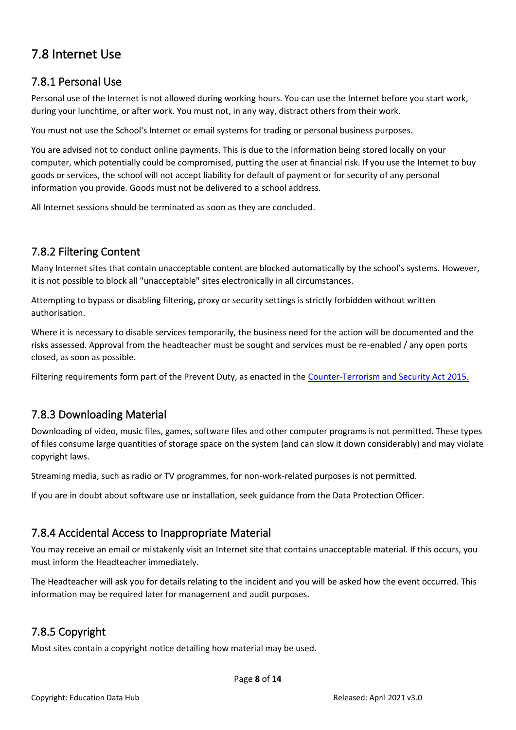## 7.8 Internet Use

### 7.8.1 Personal Use

Personal use of the Internet is not allowed during working hours. You can use the Internet before you start work, during your lunchtime, or after work. You must not, in any way, distract others from their work.

You must not use the School's Internet or email systems for trading or personal business purposes.

You are advised not to conduct online payments. This is due to the information being stored locally on your computer, which potentially could be compromised, putting the user at financial risk. If you use the Internet to buy goods or services, the school will not accept liability for default of payment or for security of any personal information you provide. Goods must not be delivered to a school address.

All Internet sessions should be terminated as soon as they are concluded.

### 7.8.2 Filtering Content

Many Internet sites that contain unacceptable content are blocked automatically by the school's systems. However, it is not possible to block all "unacceptable" sites electronically in all circumstances.

Attempting to bypass or disabling filtering, proxy or security settings is strictly forbidden without written authorisation.

Where it is necessary to disable services temporarily, the business need for the action will be documented and the risks assessed. Approval from the headteacher must be sought and services must be re-enabled / any open ports closed, as soon as possible.

Filtering requirements form part of the Prevent Duty, as enacted in the Counter-Terrorism and Security Act 2015.

### 7.8.3 Downloading Material

Downloading of video, music files, games, software files and other computer programs is not permitted. These types of files consume large quantities of storage space on the system (and can slow it down considerably) and may violate copyright laws.

Streaming media, such as radio or TV programmes, for non-work-related purposes is not permitted.

If you are in doubt about software use or installation, seek guidance from the Data Protection Officer.

### 7.8.4 Accidental Access to Inappropriate Material

You may receive an email or mistakenly visit an Internet site that contains unacceptable material. If this occurs, you must inform the Headteacher immediately.

The Headteacher will ask you for details relating to the incident and you will be asked how the event occurred. This information may be required later for management and audit purposes.

### 7.8.5 Copyright

Most sites contain a copyright notice detailing how material may be used.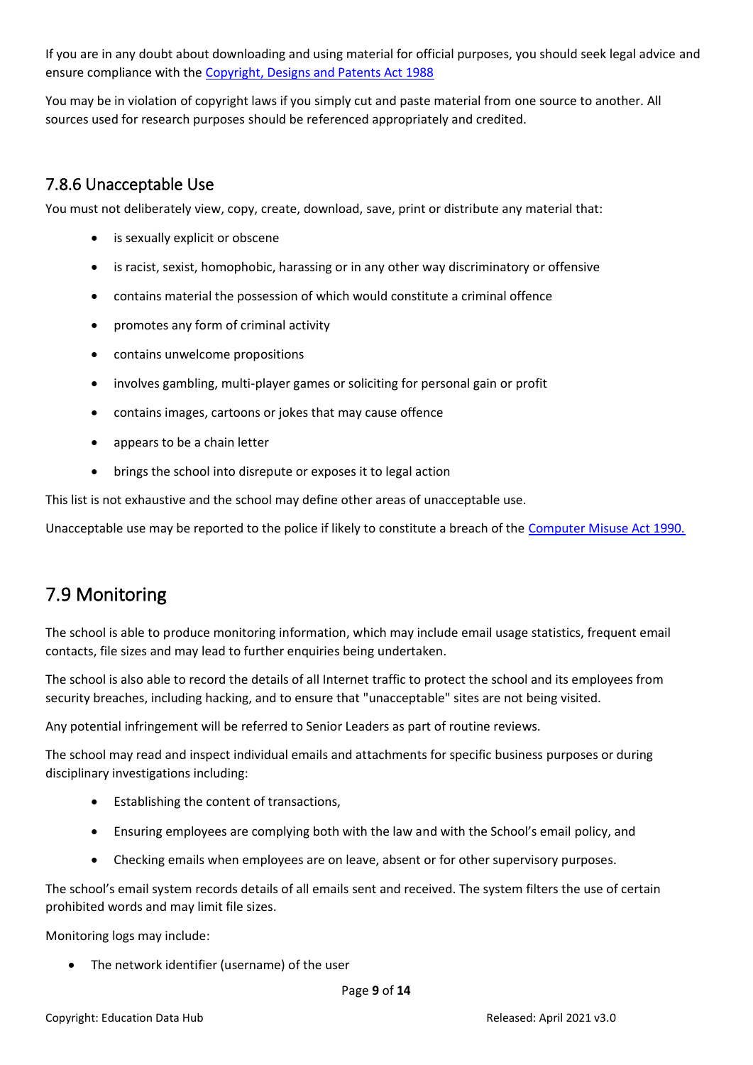If you are in any doubt about downloading and using material for official purposes, you should seek legal advice and ensure compliance with the [Copyright, Designs and Patents Act 1988](#)

You may be in violation of copyright laws if you simply cut and paste material from one source to another. All sources used for research purposes should be referenced appropriately and credited.

### 7.8.6 Unacceptable Use

You must not deliberately view, copy, create, download, save, print or distribute any material that:

- is sexually explicit or obscene
- is racist, sexist, homophobic, harassing or in any other way discriminatory or offensive
- contains material the possession of which would constitute a criminal offence
- promotes any form of criminal activity
- contains unwelcome propositions
- involves gambling, multi-player games or soliciting for personal gain or profit
- contains images, cartoons or jokes that may cause offence
- appears to be a chain letter
- brings the school into disrepute or exposes it to legal action

This list is not exhaustive and the school may define other areas of unacceptable use.

Unacceptable use may be reported to the police if likely to constitute a breach of the [Computer Misuse Act 1990.](#)

## 7.9 Monitoring

The school is able to produce monitoring information, which may include email usage statistics, frequent email contacts, file sizes and may lead to further enquiries being undertaken.

The school is also able to record the details of all Internet traffic to protect the school and its employees from security breaches, including hacking, and to ensure that "unacceptable" sites are not being visited.

Any potential infringement will be referred to Senior Leaders as part of routine reviews.

The school may read and inspect individual emails and attachments for specific business purposes or during disciplinary investigations including:

- Establishing the content of transactions,
- Ensuring employees are complying both with the law and with the School's email policy, and
- Checking emails when employees are on leave, absent or for other supervisory purposes.

The school's email system records details of all emails sent and received. The system filters the use of certain prohibited words and may limit file sizes.

Monitoring logs may include:

- The network identifier (username) of the user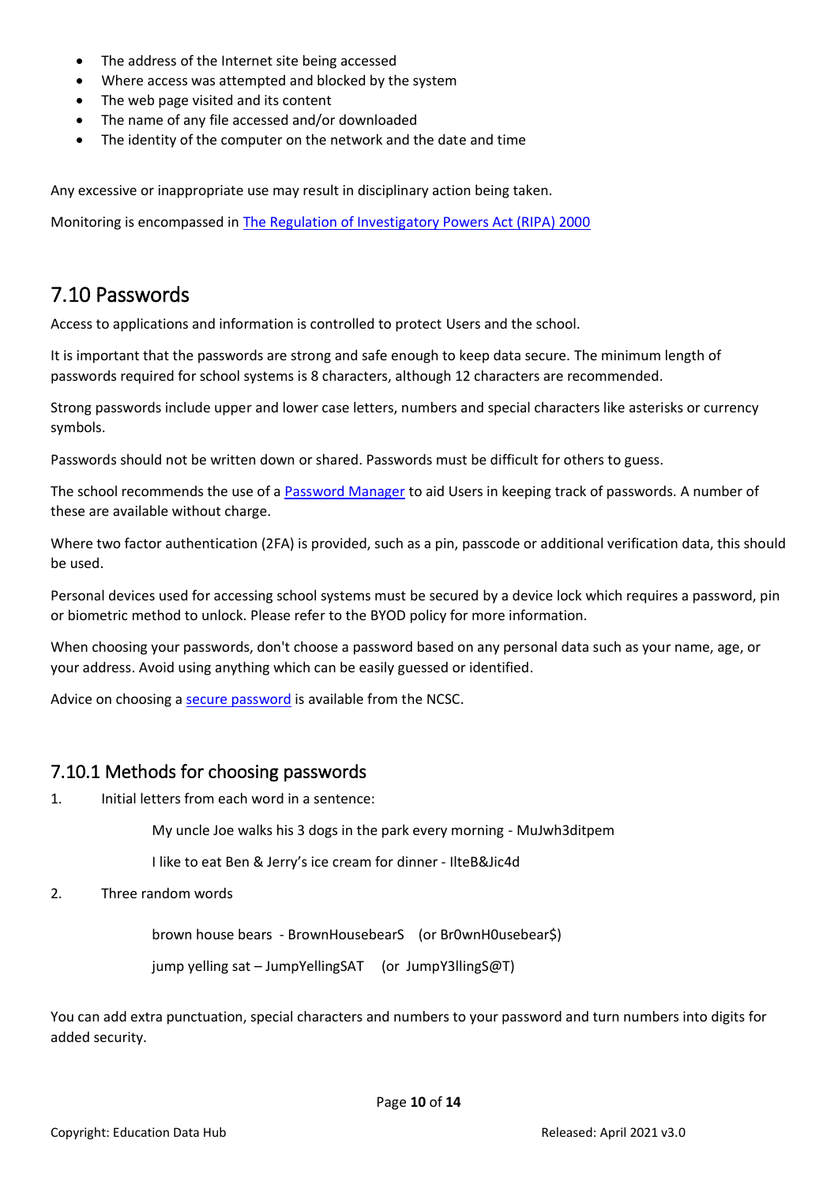- The address of the Internet site being accessed
- Where access was attempted and blocked by the system
- The web page visited and its content
- The name of any file accessed and/or downloaded
- The identity of the computer on the network and the date and time

Any excessive or inappropriate use may result in disciplinary action being taken.

Monitoring is encompassed in [The Regulation of Investigatory Powers Act (RIPA) 2000]

## 7.10 Passwords

Access to applications and information is controlled to protect Users and the school.

It is important that the passwords are strong and safe enough to keep data secure. The minimum length of passwords required for school systems is 8 characters, although 12 characters are recommended.

Strong passwords include upper and lower case letters, numbers and special characters like asterisks or currency symbols.

Passwords should not be written down or shared. Passwords must be difficult for others to guess.

The school recommends the use of a [Password Manager] to aid Users in keeping track of passwords. A number of these are available without charge.

Where two factor authentication (2FA) is provided, such as a pin, passcode or additional verification data, this should be used.

Personal devices used for accessing school systems must be secured by a device lock which requires a password, pin or biometric method to unlock. Please refer to the BYOD policy for more information.

When choosing your passwords, don't choose a password based on any personal data such as your name, age, or your address. Avoid using anything which can be easily guessed or identified.

Advice on choosing a [secure password] is available from the NCSC.

### 7.10.1 Methods for choosing passwords

1. Initial letters from each word in a sentence:

   My uncle Joe walks his 3 dogs in the park every morning - MuJwh3ditpem

   I like to eat Ben & Jerry's ice cream for dinner - IlteB&Jic4d

2. Three random words

   brown house bears - BrownHousebearS (or Br0wnH0usebear$)

   jump yelling sat – JumpYellingSAT (or JumpY3llingS@T)

You can add extra punctuation, special characters and numbers to your password and turn numbers into digits for added security.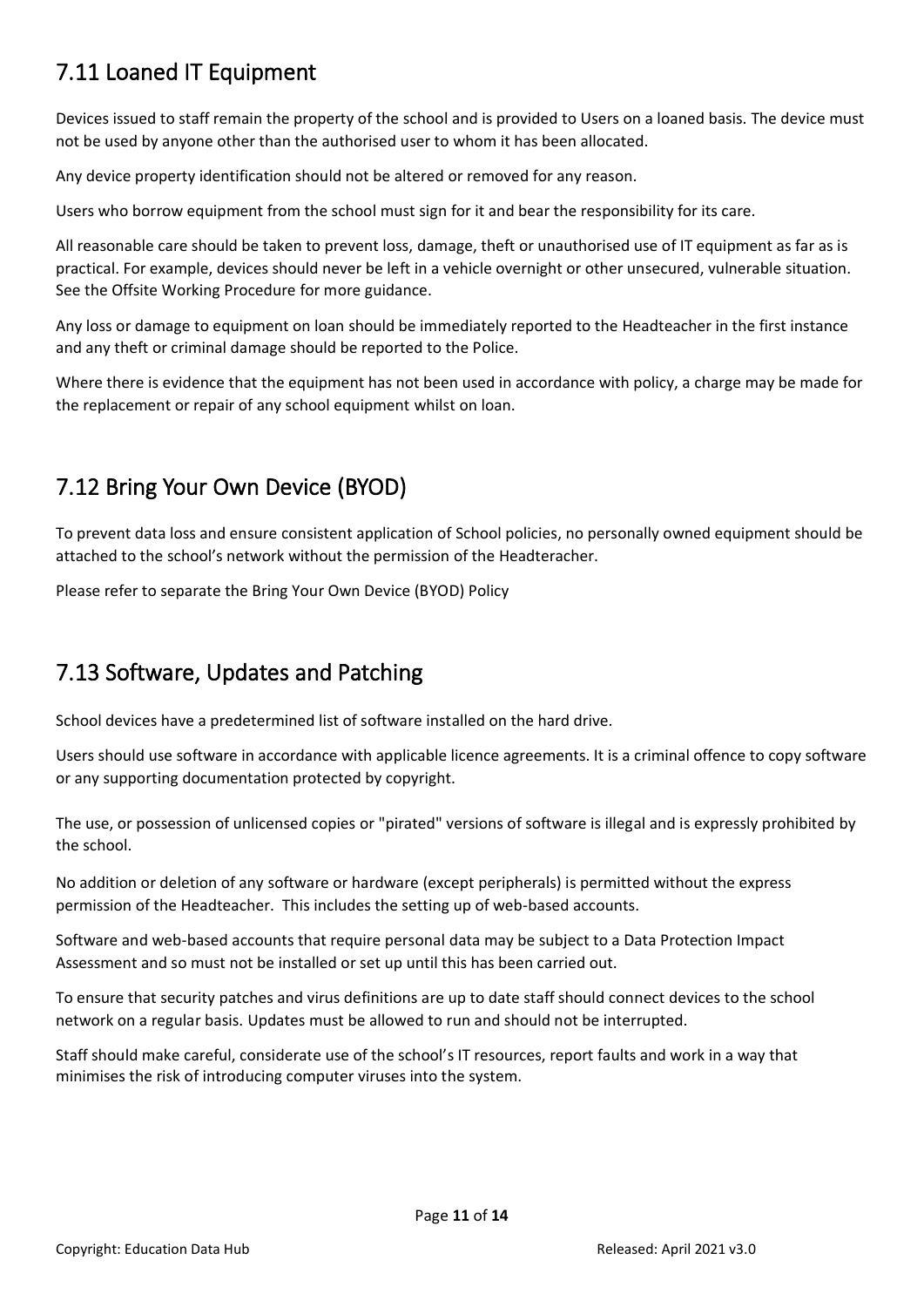## 7.11 Loaned IT Equipment

Devices issued to staff remain the property of the school and is provided to Users on a loaned basis. The device must not be used by anyone other than the authorised user to whom it has been allocated.

Any device property identification should not be altered or removed for any reason.

Users who borrow equipment from the school must sign for it and bear the responsibility for its care.

All reasonable care should be taken to prevent loss, damage, theft or unauthorised use of IT equipment as far as is practical. For example, devices should never be left in a vehicle overnight or other unsecured, vulnerable situation. See the Offsite Working Procedure for more guidance.

Any loss or damage to equipment on loan should be immediately reported to the Headteacher in the first instance and any theft or criminal damage should be reported to the Police.

Where there is evidence that the equipment has not been used in accordance with policy, a charge may be made for the replacement or repair of any school equipment whilst on loan.

## 7.12 Bring Your Own Device (BYOD)

To prevent data loss and ensure consistent application of School policies, no personally owned equipment should be attached to the school's network without the permission of the Headteracher.

Please refer to separate the Bring Your Own Device (BYOD) Policy

## 7.13 Software, Updates and Patching

School devices have a predetermined list of software installed on the hard drive.

Users should use software in accordance with applicable licence agreements. It is a criminal offence to copy software or any supporting documentation protected by copyright.

The use, or possession of unlicensed copies or "pirated" versions of software is illegal and is expressly prohibited by the school.

No addition or deletion of any software or hardware (except peripherals) is permitted without the express permission of the Headteacher. This includes the setting up of web-based accounts.

Software and web-based accounts that require personal data may be subject to a Data Protection Impact Assessment and so must not be installed or set up until this has been carried out.

To ensure that security patches and virus definitions are up to date staff should connect devices to the school network on a regular basis. Updates must be allowed to run and should not be interrupted.

Staff should make careful, considerate use of the school's IT resources, report faults and work in a way that minimises the risk of introducing computer viruses into the system.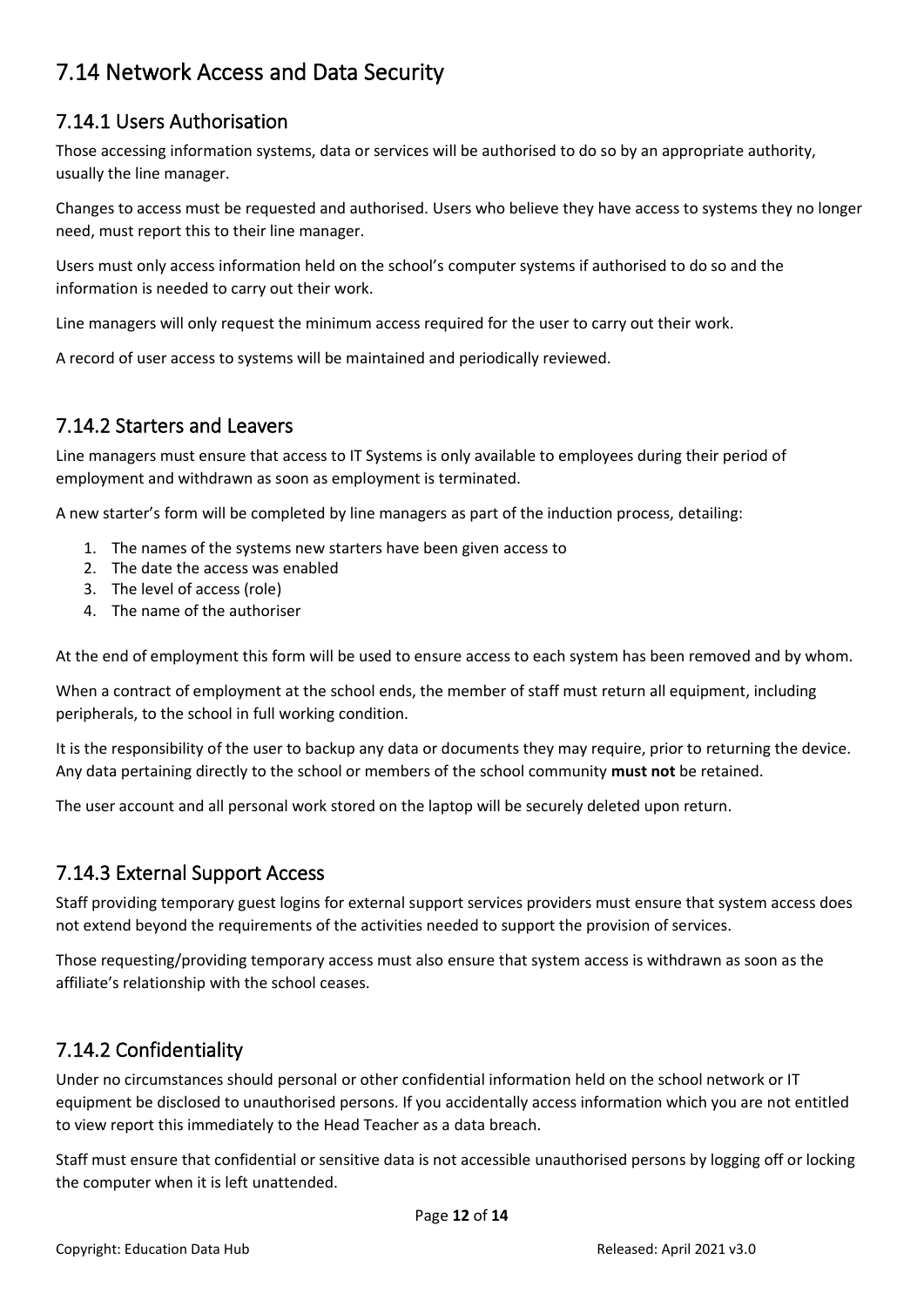## 7.14 Network Access and Data Security

### 7.14.1 Users Authorisation

Those accessing information systems, data or services will be authorised to do so by an appropriate authority, usually the line manager.

Changes to access must be requested and authorised. Users who believe they have access to systems they no longer need, must report this to their line manager.

Users must only access information held on the school's computer systems if authorised to do so and the information is needed to carry out their work.

Line managers will only request the minimum access required for the user to carry out their work.

A record of user access to systems will be maintained and periodically reviewed.

### 7.14.2 Starters and Leavers

Line managers must ensure that access to IT Systems is only available to employees during their period of employment and withdrawn as soon as employment is terminated.

A new starter's form will be completed by line managers as part of the induction process, detailing:

1. The names of the systems new starters have been given access to
2. The date the access was enabled
3. The level of access (role)
4. The name of the authoriser

At the end of employment this form will be used to ensure access to each system has been removed and by whom.

When a contract of employment at the school ends, the member of staff must return all equipment, including peripherals, to the school in full working condition.

It is the responsibility of the user to backup any data or documents they may require, prior to returning the device. Any data pertaining directly to the school or members of the school community **must not** be retained.

The user account and all personal work stored on the laptop will be securely deleted upon return.

### 7.14.3 External Support Access

Staff providing temporary guest logins for external support services providers must ensure that system access does not extend beyond the requirements of the activities needed to support the provision of services.

Those requesting/providing temporary access must also ensure that system access is withdrawn as soon as the affiliate's relationship with the school ceases.

### 7.14.2 Confidentiality

Under no circumstances should personal or other confidential information held on the school network or IT equipment be disclosed to unauthorised persons. If you accidentally access information which you are not entitled to view report this immediately to the Head Teacher as a data breach.

Staff must ensure that confidential or sensitive data is not accessible unauthorised persons by logging off or locking the computer when it is left unattended.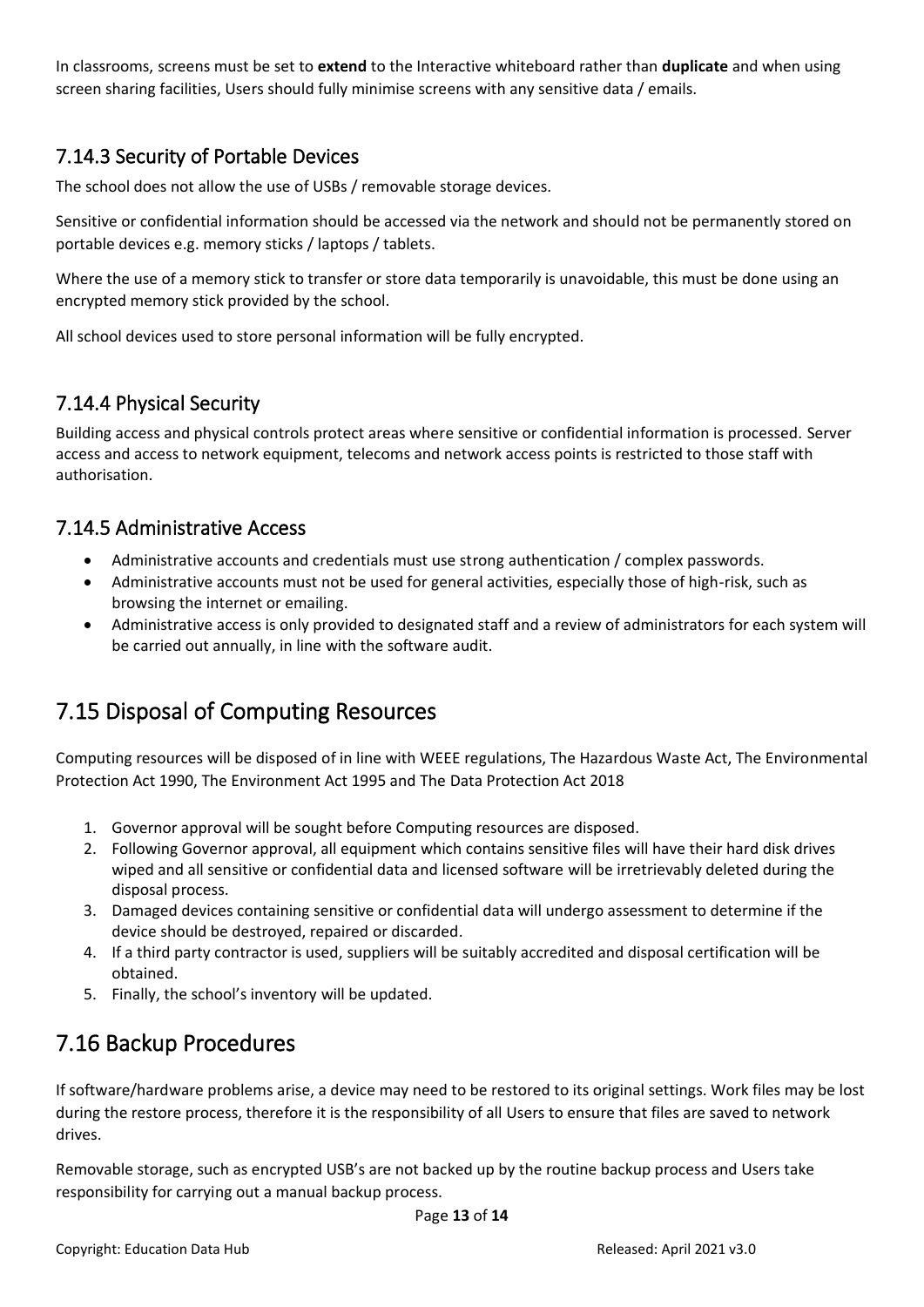In classrooms, screens must be set to **extend** to the Interactive whiteboard rather than **duplicate** and when using screen sharing facilities, Users should fully minimise screens with any sensitive data / emails.

### 7.14.3 Security of Portable Devices

The school does not allow the use of USBs / removable storage devices.

Sensitive or confidential information should be accessed via the network and should not be permanently stored on portable devices e.g. memory sticks / laptops / tablets.

Where the use of a memory stick to transfer or store data temporarily is unavoidable, this must be done using an encrypted memory stick provided by the school.

All school devices used to store personal information will be fully encrypted.

### 7.14.4 Physical Security

Building access and physical controls protect areas where sensitive or confidential information is processed. Server access and access to network equipment, telecoms and network access points is restricted to those staff with authorisation.

### 7.14.5 Administrative Access

- Administrative accounts and credentials must use strong authentication / complex passwords.
- Administrative accounts must not be used for general activities, especially those of high-risk, such as browsing the internet or emailing.
- Administrative access is only provided to designated staff and a review of administrators for each system will be carried out annually, in line with the software audit.

## 7.15 Disposal of Computing Resources

Computing resources will be disposed of in line with WEEE regulations, The Hazardous Waste Act, The Environmental Protection Act 1990, The Environment Act 1995 and The Data Protection Act 2018

1. Governor approval will be sought before Computing resources are disposed.
2. Following Governor approval, all equipment which contains sensitive files will have their hard disk drives wiped and all sensitive or confidential data and licensed software will be irretrievably deleted during the disposal process.
3. Damaged devices containing sensitive or confidential data will undergo assessment to determine if the device should be destroyed, repaired or discarded.
4. If a third party contractor is used, suppliers will be suitably accredited and disposal certification will be obtained.
5. Finally, the school's inventory will be updated.

## 7.16 Backup Procedures

If software/hardware problems arise, a device may need to be restored to its original settings. Work files may be lost during the restore process, therefore it is the responsibility of all Users to ensure that files are saved to network drives.

Removable storage, such as encrypted USB's are not backed up by the routine backup process and Users take responsibility for carrying out a manual backup process.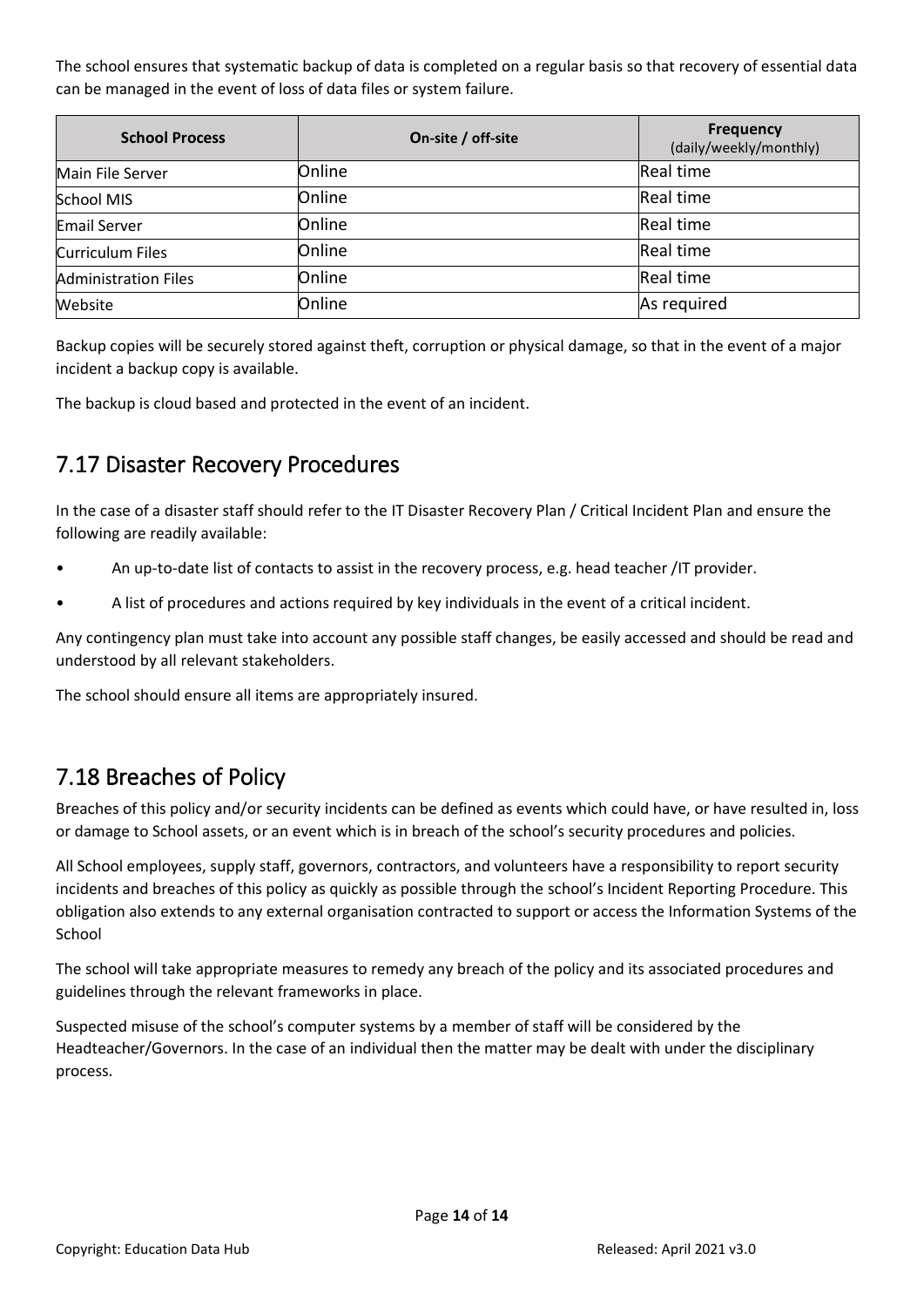The school ensures that systematic backup of data is completed on a regular basis so that recovery of essential data can be managed in the event of loss of data files or system failure.

| School Process | On-site / off-site | Frequency (daily/weekly/monthly) |
|---|---|---|
| Main File Server | Online | Real time |
| School MIS | Online | Real time |
| Email Server | Online | Real time |
| Curriculum Files | Online | Real time |
| Administration Files | Online | Real time |
| Website | Online | As required |

Backup copies will be securely stored against theft, corruption or physical damage, so that in the event of a major incident a backup copy is available.

The backup is cloud based and protected in the event of an incident.

## 7.17 Disaster Recovery Procedures

In the case of a disaster staff should refer to the IT Disaster Recovery Plan / Critical Incident Plan and ensure the following are readily available:

- An up-to-date list of contacts to assist in the recovery process, e.g. head teacher /IT provider.
- A list of procedures and actions required by key individuals in the event of a critical incident.

Any contingency plan must take into account any possible staff changes, be easily accessed and should be read and understood by all relevant stakeholders.

The school should ensure all items are appropriately insured.

## 7.18 Breaches of Policy

Breaches of this policy and/or security incidents can be defined as events which could have, or have resulted in, loss or damage to School assets, or an event which is in breach of the school's security procedures and policies.

All School employees, supply staff, governors, contractors, and volunteers have a responsibility to report security incidents and breaches of this policy as quickly as possible through the school's Incident Reporting Procedure. This obligation also extends to any external organisation contracted to support or access the Information Systems of the School

The school will take appropriate measures to remedy any breach of the policy and its associated procedures and guidelines through the relevant frameworks in place.

Suspected misuse of the school's computer systems by a member of staff will be considered by the Headteacher/Governors. In the case of an individual then the matter may be dealt with under the disciplinary process.